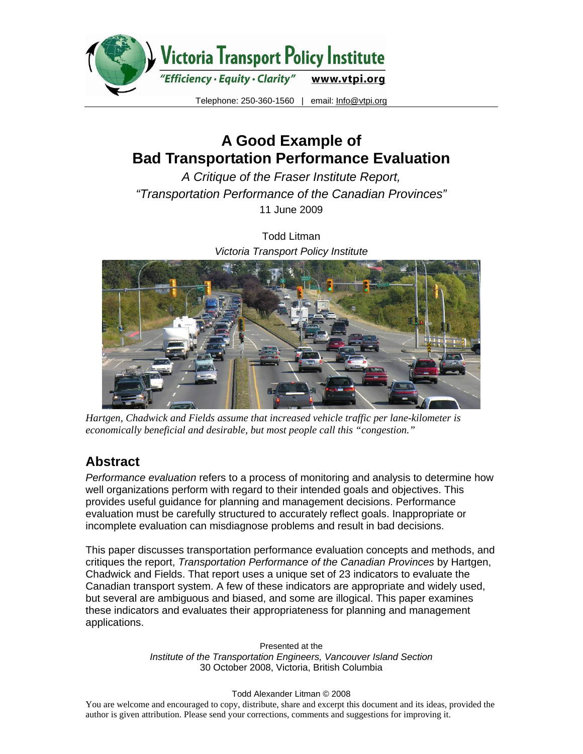Victoria Transport Policy Institute

*"Efficiency · Equity · Clarity"* www.vtpi.org

Telephone: 250-360-1560 | email: Info@vtpi.org

# A Good Example of Bad Transportation Performance Evaluation

*A Critique of the Fraser Institute Report, "Transportation Performance of the Canadian Provinces"*

11 June 2009

Todd Litman

*Victoria Transport Policy Institute*

*Hartgen, Chadwick and Fields assume that increased vehicle traffic per lane-kilometer is economically beneficial and desirable, but most people call this "congestion."*

## Abstract

*Performance evaluation* refers to a process of monitoring and analysis to determine how well organizations perform with regard to their intended goals and objectives. This provides useful guidance for planning and management decisions. Performance evaluation must be carefully structured to accurately reflect goals. Inappropriate or incomplete evaluation can misdiagnose problems and result in bad decisions.

This paper discusses transportation performance evaluation concepts and methods, and critiques the report, *Transportation Performance of the Canadian Provinces* by Hartgen, Chadwick and Fields. That report uses a unique set of 23 indicators to evaluate the Canadian transport system. A few of these indicators are appropriate and widely used, but several are ambiguous and biased, and some are illogical. This paper examines these indicators and evaluates their appropriateness for planning and management applications.

Presented at the
*Institute of the Transportation Engineers, Vancouver Island Section*
30 October 2008, Victoria, British Columbia

Todd Alexander Litman © 2008

You are welcome and encouraged to copy, distribute, share and excerpt this document and its ideas, provided the author is given attribution. Please send your corrections, comments and suggestions for improving it.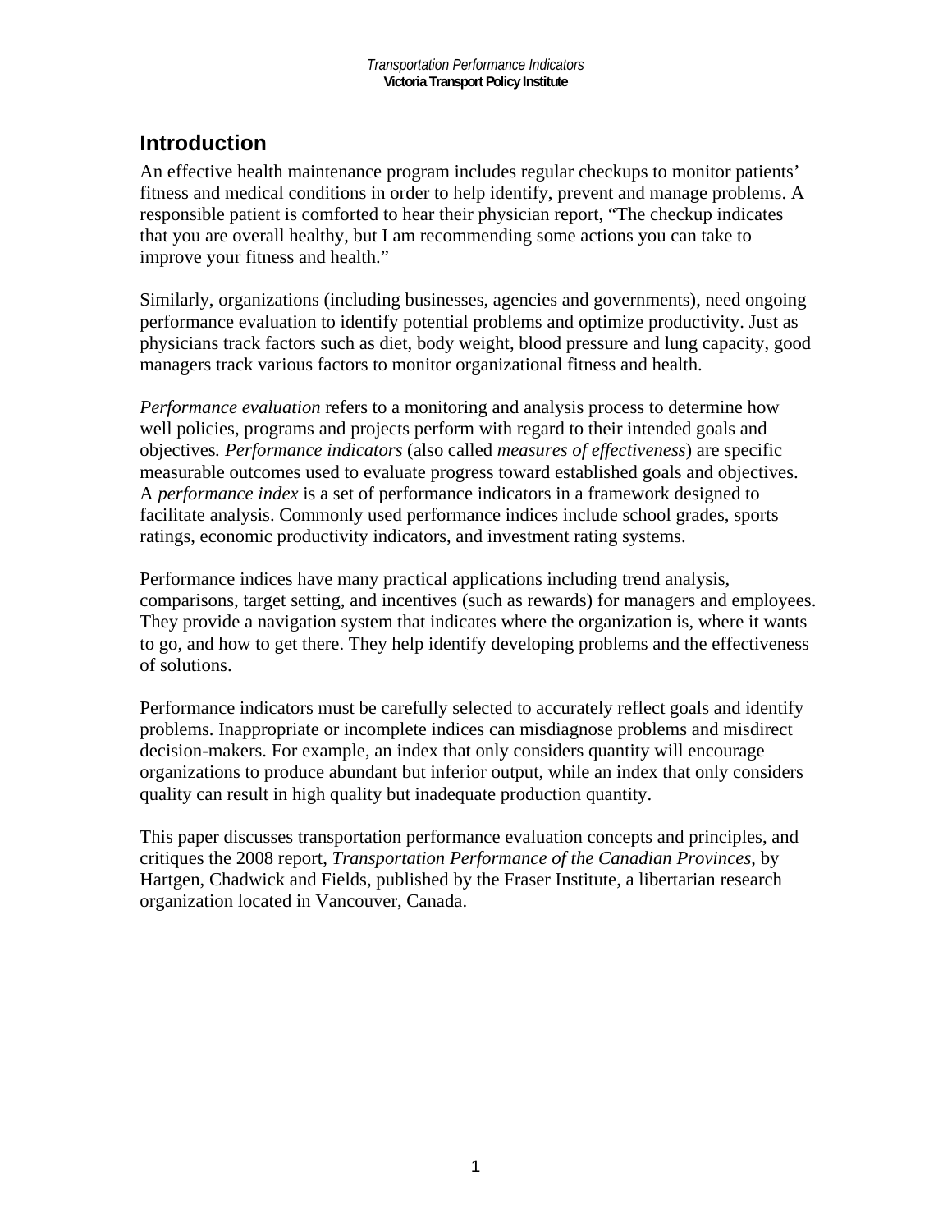# Introduction

An effective health maintenance program includes regular checkups to monitor patients' fitness and medical conditions in order to help identify, prevent and manage problems. A responsible patient is comforted to hear their physician report, "The checkup indicates that you are overall healthy, but I am recommending some actions you can take to improve your fitness and health."

Similarly, organizations (including businesses, agencies and governments), need ongoing performance evaluation to identify potential problems and optimize productivity. Just as physicians track factors such as diet, body weight, blood pressure and lung capacity, good managers track various factors to monitor organizational fitness and health.

*Performance evaluation* refers to a monitoring and analysis process to determine how well policies, programs and projects perform with regard to their intended goals and objectives*. Performance indicators* (also called *measures of effectiveness*) are specific measurable outcomes used to evaluate progress toward established goals and objectives. A *performance index* is a set of performance indicators in a framework designed to facilitate analysis. Commonly used performance indices include school grades, sports ratings, economic productivity indicators, and investment rating systems.

Performance indices have many practical applications including trend analysis, comparisons, target setting, and incentives (such as rewards) for managers and employees. They provide a navigation system that indicates where the organization is, where it wants to go, and how to get there. They help identify developing problems and the effectiveness of solutions.

Performance indicators must be carefully selected to accurately reflect goals and identify problems. Inappropriate or incomplete indices can misdiagnose problems and misdirect decision-makers. For example, an index that only considers quantity will encourage organizations to produce abundant but inferior output, while an index that only considers quality can result in high quality but inadequate production quantity.

This paper discusses transportation performance evaluation concepts and principles, and critiques the 2008 report, *Transportation Performance of the Canadian Provinces*, by Hartgen, Chadwick and Fields, published by the Fraser Institute, a libertarian research organization located in Vancouver, Canada.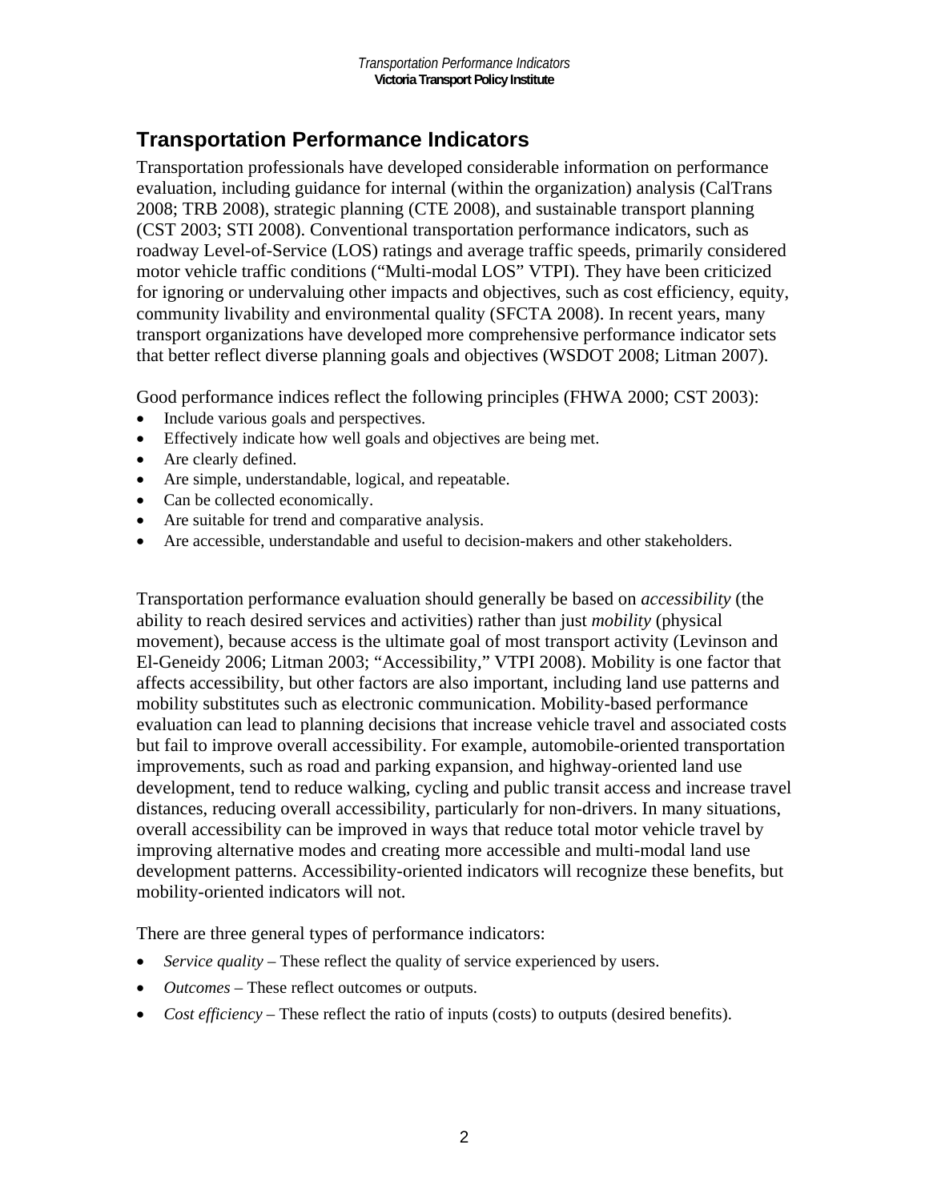## Transportation Performance Indicators

Transportation professionals have developed considerable information on performance evaluation, including guidance for internal (within the organization) analysis (CalTrans 2008; TRB 2008), strategic planning (CTE 2008), and sustainable transport planning (CST 2003; STI 2008). Conventional transportation performance indicators, such as roadway Level-of-Service (LOS) ratings and average traffic speeds, primarily considered motor vehicle traffic conditions ("Multi-modal LOS" VTPI). They have been criticized for ignoring or undervaluing other impacts and objectives, such as cost efficiency, equity, community livability and environmental quality (SFCTA 2008). In recent years, many transport organizations have developed more comprehensive performance indicator sets that better reflect diverse planning goals and objectives (WSDOT 2008; Litman 2007).

Good performance indices reflect the following principles (FHWA 2000; CST 2003):

- Include various goals and perspectives.
- Effectively indicate how well goals and objectives are being met.
- Are clearly defined.
- Are simple, understandable, logical, and repeatable.
- Can be collected economically.
- Are suitable for trend and comparative analysis.
- Are accessible, understandable and useful to decision-makers and other stakeholders.

Transportation performance evaluation should generally be based on *accessibility* (the ability to reach desired services and activities) rather than just *mobility* (physical movement), because access is the ultimate goal of most transport activity (Levinson and El-Geneidy 2006; Litman 2003; "Accessibility," VTPI 2008). Mobility is one factor that affects accessibility, but other factors are also important, including land use patterns and mobility substitutes such as electronic communication. Mobility-based performance evaluation can lead to planning decisions that increase vehicle travel and associated costs but fail to improve overall accessibility. For example, automobile-oriented transportation improvements, such as road and parking expansion, and highway-oriented land use development, tend to reduce walking, cycling and public transit access and increase travel distances, reducing overall accessibility, particularly for non-drivers. In many situations, overall accessibility can be improved in ways that reduce total motor vehicle travel by improving alternative modes and creating more accessible and multi-modal land use development patterns. Accessibility-oriented indicators will recognize these benefits, but mobility-oriented indicators will not.

There are three general types of performance indicators:

- *Service quality* – These reflect the quality of service experienced by users.
- *Outcomes* – These reflect outcomes or outputs.
- *Cost efficiency* – These reflect the ratio of inputs (costs) to outputs (desired benefits).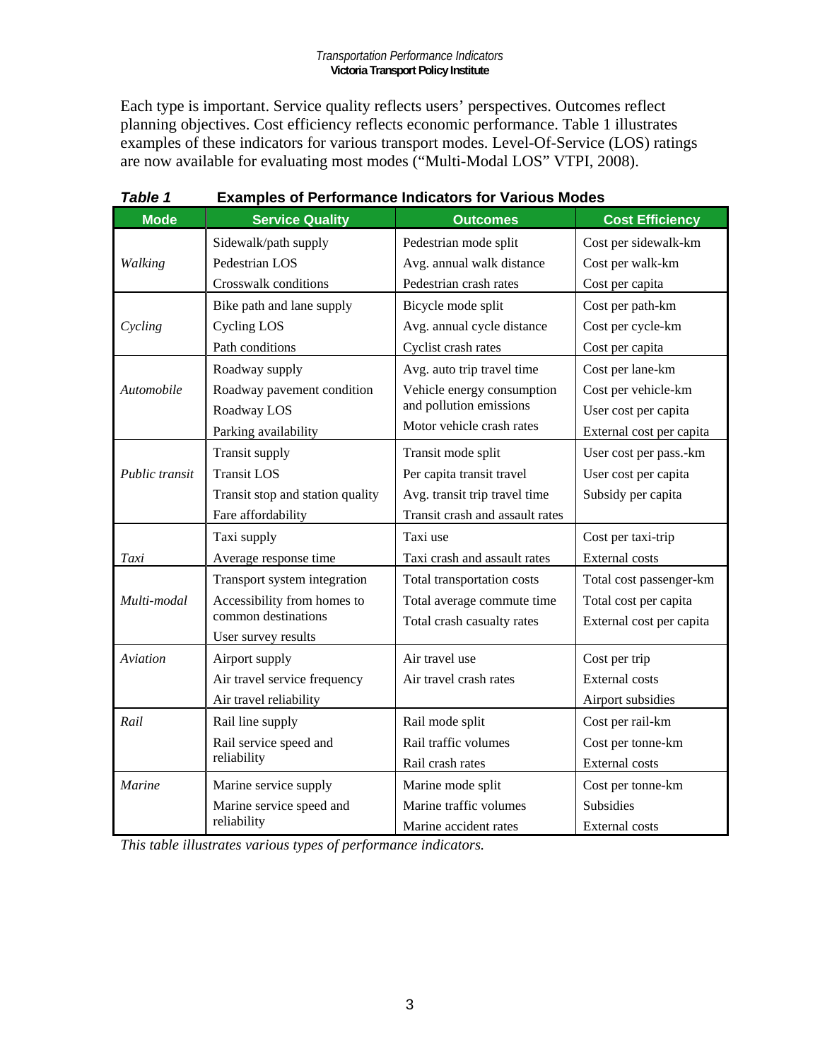Each type is important. Service quality reflects users' perspectives. Outcomes reflect planning objectives. Cost efficiency reflects economic performance. Table 1 illustrates examples of these indicators for various transport modes. Level-Of-Service (LOS) ratings are now available for evaluating most modes ("Multi-Modal LOS" VTPI, 2008).

***Table 1*** **Examples of Performance Indicators for Various Modes**

| Mode | Service Quality | Outcomes | Cost Efficiency |
|---|---|---|---|
| *Walking* | Sidewalk/path supply<br>Pedestrian LOS<br>Crosswalk conditions | Pedestrian mode split<br>Avg. annual walk distance<br>Pedestrian crash rates | Cost per sidewalk-km<br>Cost per walk-km<br>Cost per capita |
| *Cycling* | Bike path and lane supply<br>Cycling LOS<br>Path conditions | Bicycle mode split<br>Avg. annual cycle distance<br>Cyclist crash rates | Cost per path-km<br>Cost per cycle-km<br>Cost per capita |
| *Automobile* | Roadway supply<br>Roadway pavement condition<br>Roadway LOS<br>Parking availability | Avg. auto trip travel time<br>Vehicle energy consumption and pollution emissions<br>Motor vehicle crash rates | Cost per lane-km<br>Cost per vehicle-km<br>User cost per capita<br>External cost per capita |
| *Public transit* | Transit supply<br>Transit LOS<br>Transit stop and station quality<br>Fare affordability | Transit mode split<br>Per capita transit travel<br>Avg. transit trip travel time<br>Transit crash and assault rates | User cost per pass.-km<br>User cost per capita<br>Subsidy per capita |
| *Taxi* | Taxi supply<br>Average response time | Taxi use<br>Taxi crash and assault rates | Cost per taxi-trip<br>External costs |
| *Multi-modal* | Transport system integration<br>Accessibility from homes to common destinations<br>User survey results | Total transportation costs<br>Total average commute time<br>Total crash casualty rates | Total cost passenger-km<br>Total cost per capita<br>External cost per capita |
| *Aviation* | Airport supply<br>Air travel service frequency<br>Air travel reliability | Air travel use<br>Air travel crash rates | Cost per trip<br>External costs<br>Airport subsidies |
| *Rail* | Rail line supply<br>Rail service speed and reliability | Rail mode split<br>Rail traffic volumes<br>Rail crash rates | Cost per rail-km<br>Cost per tonne-km<br>External costs |
| *Marine* | Marine service supply<br>Marine service speed and reliability | Marine mode split<br>Marine traffic volumes<br>Marine accident rates | Cost per tonne-km<br>Subsidies<br>External costs |

*This table illustrates various types of performance indicators.*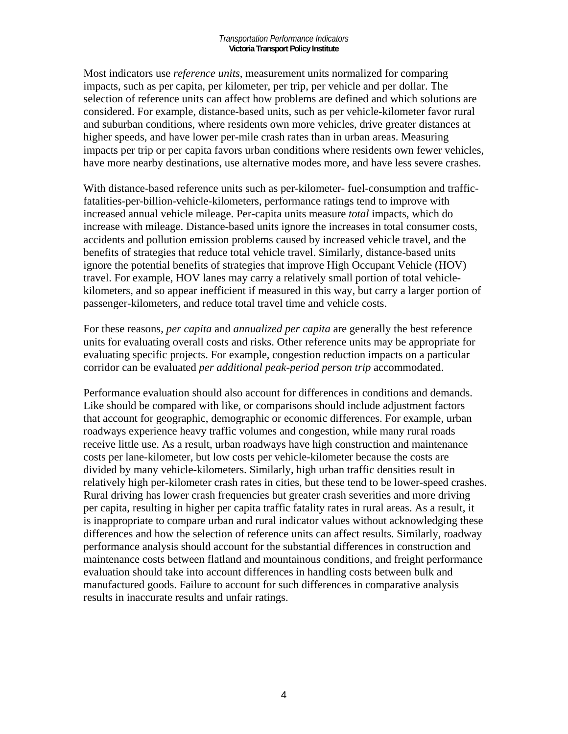Most indicators use *reference units*, measurement units normalized for comparing impacts, such as per capita, per kilometer, per trip, per vehicle and per dollar. The selection of reference units can affect how problems are defined and which solutions are considered. For example, distance-based units, such as per vehicle-kilometer favor rural and suburban conditions, where residents own more vehicles, drive greater distances at higher speeds, and have lower per-mile crash rates than in urban areas. Measuring impacts per trip or per capita favors urban conditions where residents own fewer vehicles, have more nearby destinations, use alternative modes more, and have less severe crashes.

With distance-based reference units such as per-kilometer- fuel-consumption and traffic-fatalities-per-billion-vehicle-kilometers, performance ratings tend to improve with increased annual vehicle mileage. Per-capita units measure *total* impacts, which do increase with mileage. Distance-based units ignore the increases in total consumer costs, accidents and pollution emission problems caused by increased vehicle travel, and the benefits of strategies that reduce total vehicle travel. Similarly, distance-based units ignore the potential benefits of strategies that improve High Occupant Vehicle (HOV) travel. For example, HOV lanes may carry a relatively small portion of total vehicle-kilometers, and so appear inefficient if measured in this way, but carry a larger portion of passenger-kilometers, and reduce total travel time and vehicle costs.

For these reasons, *per capita* and *annualized per capita* are generally the best reference units for evaluating overall costs and risks. Other reference units may be appropriate for evaluating specific projects. For example, congestion reduction impacts on a particular corridor can be evaluated *per additional peak-period person trip* accommodated.

Performance evaluation should also account for differences in conditions and demands. Like should be compared with like, or comparisons should include adjustment factors that account for geographic, demographic or economic differences. For example, urban roadways experience heavy traffic volumes and congestion, while many rural roads receive little use. As a result, urban roadways have high construction and maintenance costs per lane-kilometer, but low costs per vehicle-kilometer because the costs are divided by many vehicle-kilometers. Similarly, high urban traffic densities result in relatively high per-kilometer crash rates in cities, but these tend to be lower-speed crashes. Rural driving has lower crash frequencies but greater crash severities and more driving per capita, resulting in higher per capita traffic fatality rates in rural areas. As a result, it is inappropriate to compare urban and rural indicator values without acknowledging these differences and how the selection of reference units can affect results. Similarly, roadway performance analysis should account for the substantial differences in construction and maintenance costs between flatland and mountainous conditions, and freight performance evaluation should take into account differences in handling costs between bulk and manufactured goods. Failure to account for such differences in comparative analysis results in inaccurate results and unfair ratings.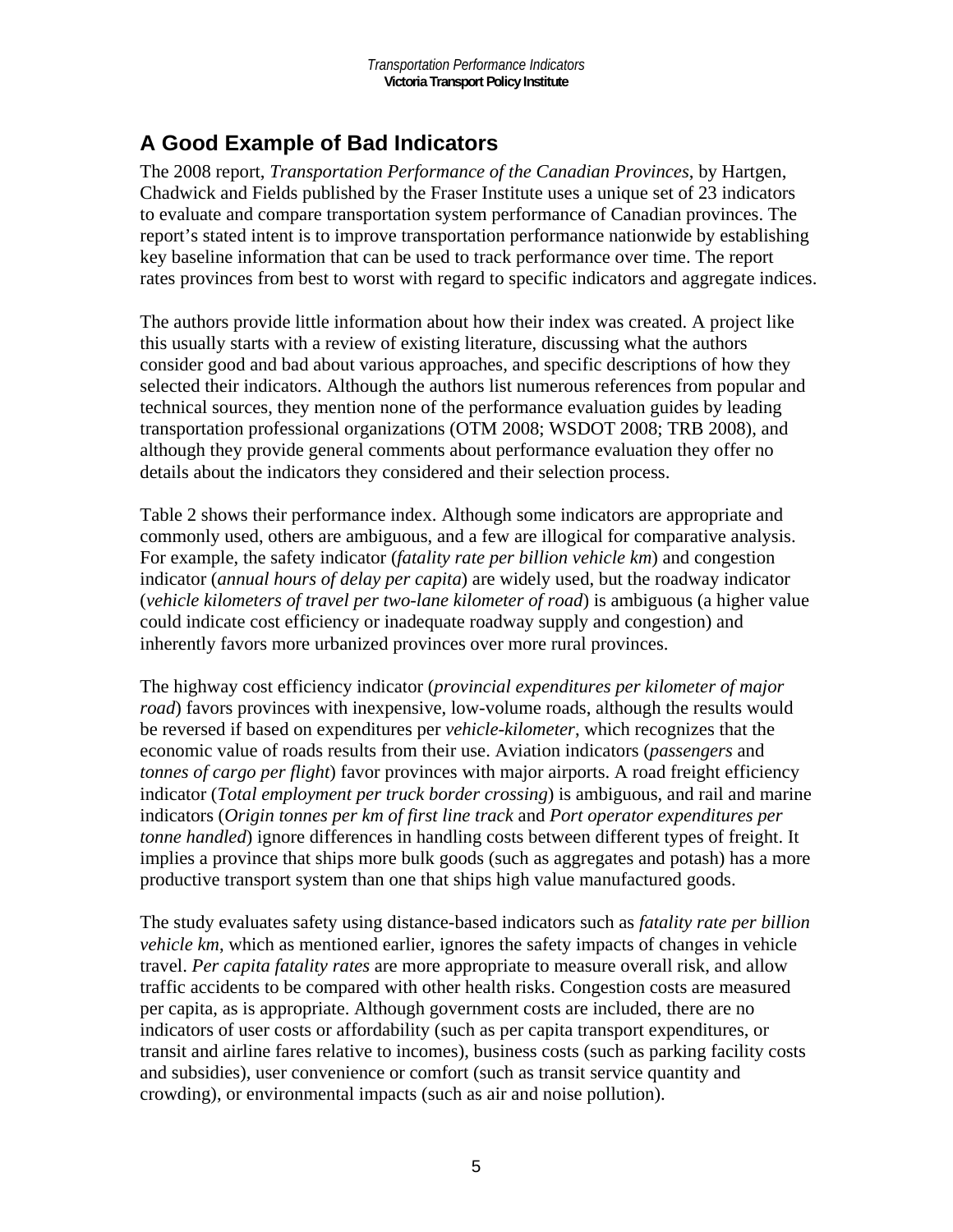## A Good Example of Bad Indicators

The 2008 report, *Transportation Performance of the Canadian Provinces*, by Hartgen, Chadwick and Fields published by the Fraser Institute uses a unique set of 23 indicators to evaluate and compare transportation system performance of Canadian provinces. The report's stated intent is to improve transportation performance nationwide by establishing key baseline information that can be used to track performance over time. The report rates provinces from best to worst with regard to specific indicators and aggregate indices.

The authors provide little information about how their index was created. A project like this usually starts with a review of existing literature, discussing what the authors consider good and bad about various approaches, and specific descriptions of how they selected their indicators. Although the authors list numerous references from popular and technical sources, they mention none of the performance evaluation guides by leading transportation professional organizations (OTM 2008; WSDOT 2008; TRB 2008), and although they provide general comments about performance evaluation they offer no details about the indicators they considered and their selection process.

Table 2 shows their performance index. Although some indicators are appropriate and commonly used, others are ambiguous, and a few are illogical for comparative analysis. For example, the safety indicator (*fatality rate per billion vehicle km*) and congestion indicator (*annual hours of delay per capita*) are widely used, but the roadway indicator (*vehicle kilometers of travel per two-lane kilometer of road*) is ambiguous (a higher value could indicate cost efficiency or inadequate roadway supply and congestion) and inherently favors more urbanized provinces over more rural provinces.

The highway cost efficiency indicator (*provincial expenditures per kilometer of major road*) favors provinces with inexpensive, low-volume roads, although the results would be reversed if based on expenditures per *vehicle-kilometer*, which recognizes that the economic value of roads results from their use. Aviation indicators (*passengers* and *tonnes of cargo per flight*) favor provinces with major airports. A road freight efficiency indicator (*Total employment per truck border crossing*) is ambiguous, and rail and marine indicators (*Origin tonnes per km of first line track* and *Port operator expenditures per tonne handled*) ignore differences in handling costs between different types of freight. It implies a province that ships more bulk goods (such as aggregates and potash) has a more productive transport system than one that ships high value manufactured goods.

The study evaluates safety using distance-based indicators such as *fatality rate per billion vehicle km*, which as mentioned earlier, ignores the safety impacts of changes in vehicle travel. *Per capita fatality rates* are more appropriate to measure overall risk, and allow traffic accidents to be compared with other health risks. Congestion costs are measured per capita, as is appropriate. Although government costs are included, there are no indicators of user costs or affordability (such as per capita transport expenditures, or transit and airline fares relative to incomes), business costs (such as parking facility costs and subsidies), user convenience or comfort (such as transit service quantity and crowding), or environmental impacts (such as air and noise pollution).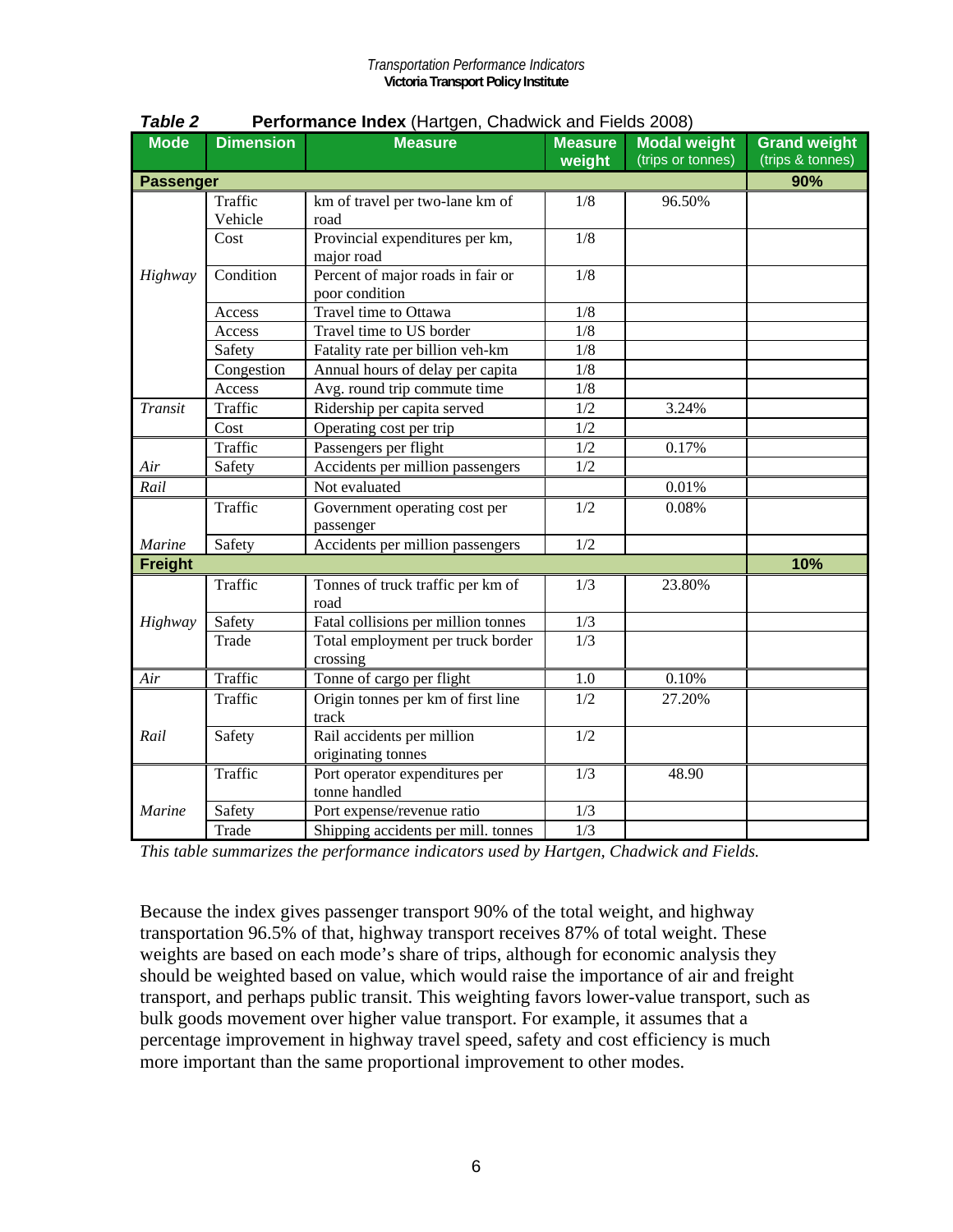**Table 2** **Performance Index** (Hartgen, Chadwick and Fields 2008)

| Mode | Dimension | Measure | Measure weight | Modal weight (trips or tonnes) | Grand weight (trips & tonnes) |
|---|---|---|---|---|---|
| **Passenger** | | | | | **90%** |
| *Highway* | Traffic Vehicle | km of travel per two-lane km of road | 1/8 | 96.50% | |
| | Cost | Provincial expenditures per km, major road | 1/8 | | |
| | Condition | Percent of major roads in fair or poor condition | 1/8 | | |
| | Access | Travel time to Ottawa | 1/8 | | |
| | Access | Travel time to US border | 1/8 | | |
| | Safety | Fatality rate per billion veh-km | 1/8 | | |
| | Congestion | Annual hours of delay per capita | 1/8 | | |
| | Access | Avg. round trip commute time | 1/8 | | |
| *Transit* | Traffic | Ridership per capita served | 1/2 | 3.24% | |
| | Cost | Operating cost per trip | 1/2 | | |
| *Air* | Traffic | Passengers per flight | 1/2 | 0.17% | |
| | Safety | Accidents per million passengers | 1/2 | | |
| *Rail* | | Not evaluated | | 0.01% | |
| *Marine* | Traffic | Government operating cost per passenger | 1/2 | 0.08% | |
| | Safety | Accidents per million passengers | 1/2 | | |
| **Freight** | | | | | **10%** |
| *Highway* | Traffic | Tonnes of truck traffic per km of road | 1/3 | 23.80% | |
| | Safety | Fatal collisions per million tonnes | 1/3 | | |
| | Trade | Total employment per truck border crossing | 1/3 | | |
| *Air* | Traffic | Tonne of cargo per flight | 1.0 | 0.10% | |
| *Rail* | Traffic | Origin tonnes per km of first line track | 1/2 | 27.20% | |
| | Safety | Rail accidents per million originating tonnes | 1/2 | | |
| *Marine* | Traffic | Port operator expenditures per tonne handled | 1/3 | 48.90 | |
| | Safety | Port expense/revenue ratio | 1/3 | | |
| | Trade | Shipping accidents per mill. tonnes | 1/3 | | |

*This table summarizes the performance indicators used by Hartgen, Chadwick and Fields.*

Because the index gives passenger transport 90% of the total weight, and highway transportation 96.5% of that, highway transport receives 87% of total weight. These weights are based on each mode's share of trips, although for economic analysis they should be weighted based on value, which would raise the importance of air and freight transport, and perhaps public transit. This weighting favors lower-value transport, such as bulk goods movement over higher value transport. For example, it assumes that a percentage improvement in highway travel speed, safety and cost efficiency is much more important than the same proportional improvement to other modes.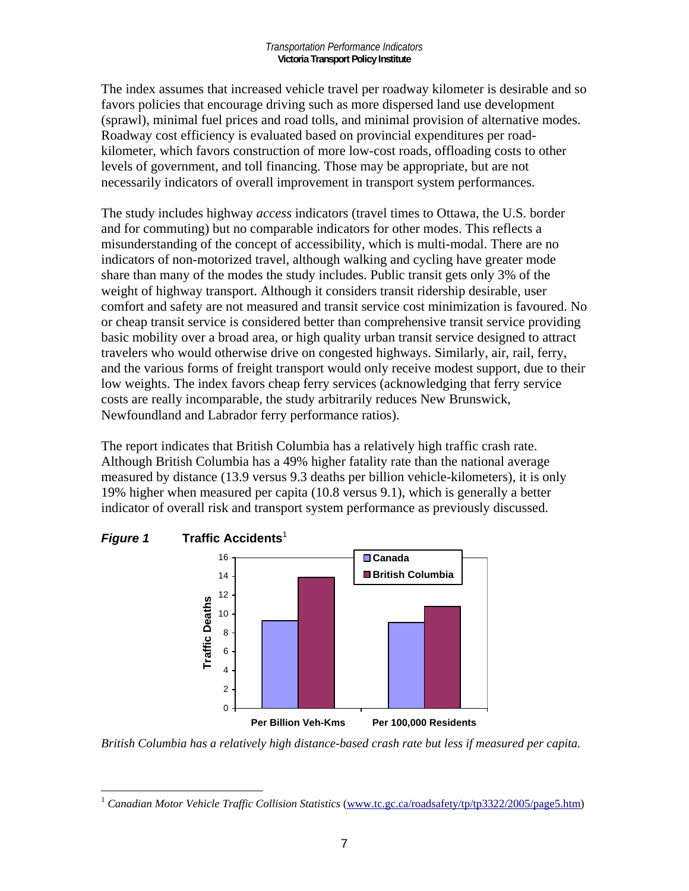The index assumes that increased vehicle travel per roadway kilometer is desirable and so favors policies that encourage driving such as more dispersed land use development (sprawl), minimal fuel prices and road tolls, and minimal provision of alternative modes. Roadway cost efficiency is evaluated based on provincial expenditures per road-kilometer, which favors construction of more low-cost roads, offloading costs to other levels of government, and toll financing. Those may be appropriate, but are not necessarily indicators of overall improvement in transport system performances.

The study includes highway *access* indicators (travel times to Ottawa, the U.S. border and for commuting) but no comparable indicators for other modes. This reflects a misunderstanding of the concept of accessibility, which is multi-modal. There are no indicators of non-motorized travel, although walking and cycling have greater mode share than many of the modes the study includes. Public transit gets only 3% of the weight of highway transport. Although it considers transit ridership desirable, user comfort and safety are not measured and transit service cost minimization is favoured. No or cheap transit service is considered better than comprehensive transit service providing basic mobility over a broad area, or high quality urban transit service designed to attract travelers who would otherwise drive on congested highways. Similarly, air, rail, ferry, and the various forms of freight transport would only receive modest support, due to their low weights. The index favors cheap ferry services (acknowledging that ferry service costs are really incomparable, the study arbitrarily reduces New Brunswick, Newfoundland and Labrador ferry performance ratios).

The report indicates that British Columbia has a relatively high traffic crash rate. Although British Columbia has a 49% higher fatality rate than the national average measured by distance (13.9 versus 9.3 deaths per billion vehicle-kilometers), it is only 19% higher when measured per capita (10.8 versus 9.1), which is generally a better indicator of overall risk and transport system performance as previously discussed.

***Figure 1*** **Traffic Accidents**[1]

| Traffic Deaths | Canada | British Columbia |
|---|---|---|
| Per Billion Veh-Kms | 9.3 | 13.9 |
| Per 100,000 Residents | 9.1 | 10.8 |

*British Columbia has a relatively high distance-based crash rate but less if measured per capita.*

[1] *Canadian Motor Vehicle Traffic Collision Statistics* (www.tc.gc.ca/roadsafety/tp/tp3322/2005/page5.htm)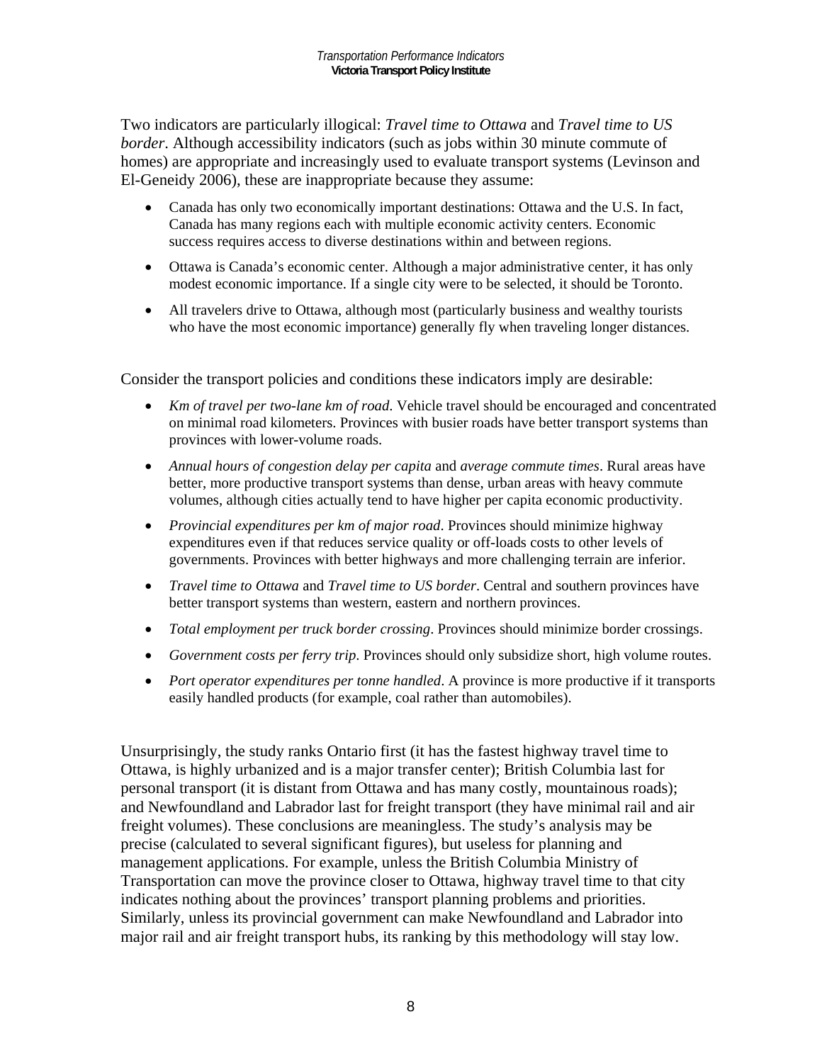Two indicators are particularly illogical: *Travel time to Ottawa* and *Travel time to US border*. Although accessibility indicators (such as jobs within 30 minute commute of homes) are appropriate and increasingly used to evaluate transport systems (Levinson and El-Geneidy 2006), these are inappropriate because they assume:

- Canada has only two economically important destinations: Ottawa and the U.S. In fact, Canada has many regions each with multiple economic activity centers. Economic success requires access to diverse destinations within and between regions.
- Ottawa is Canada's economic center. Although a major administrative center, it has only modest economic importance. If a single city were to be selected, it should be Toronto.
- All travelers drive to Ottawa, although most (particularly business and wealthy tourists who have the most economic importance) generally fly when traveling longer distances.

Consider the transport policies and conditions these indicators imply are desirable:

- *Km of travel per two-lane km of road*. Vehicle travel should be encouraged and concentrated on minimal road kilometers. Provinces with busier roads have better transport systems than provinces with lower-volume roads.
- *Annual hours of congestion delay per capita* and *average commute times*. Rural areas have better, more productive transport systems than dense, urban areas with heavy commute volumes, although cities actually tend to have higher per capita economic productivity.
- *Provincial expenditures per km of major road*. Provinces should minimize highway expenditures even if that reduces service quality or off-loads costs to other levels of governments. Provinces with better highways and more challenging terrain are inferior.
- *Travel time to Ottawa* and *Travel time to US border*. Central and southern provinces have better transport systems than western, eastern and northern provinces.
- *Total employment per truck border crossing*. Provinces should minimize border crossings.
- *Government costs per ferry trip*. Provinces should only subsidize short, high volume routes.
- *Port operator expenditures per tonne handled*. A province is more productive if it transports easily handled products (for example, coal rather than automobiles).

Unsurprisingly, the study ranks Ontario first (it has the fastest highway travel time to Ottawa, is highly urbanized and is a major transfer center); British Columbia last for personal transport (it is distant from Ottawa and has many costly, mountainous roads); and Newfoundland and Labrador last for freight transport (they have minimal rail and air freight volumes). These conclusions are meaningless. The study's analysis may be precise (calculated to several significant figures), but useless for planning and management applications. For example, unless the British Columbia Ministry of Transportation can move the province closer to Ottawa, highway travel time to that city indicates nothing about the provinces' transport planning problems and priorities. Similarly, unless its provincial government can make Newfoundland and Labrador into major rail and air freight transport hubs, its ranking by this methodology will stay low.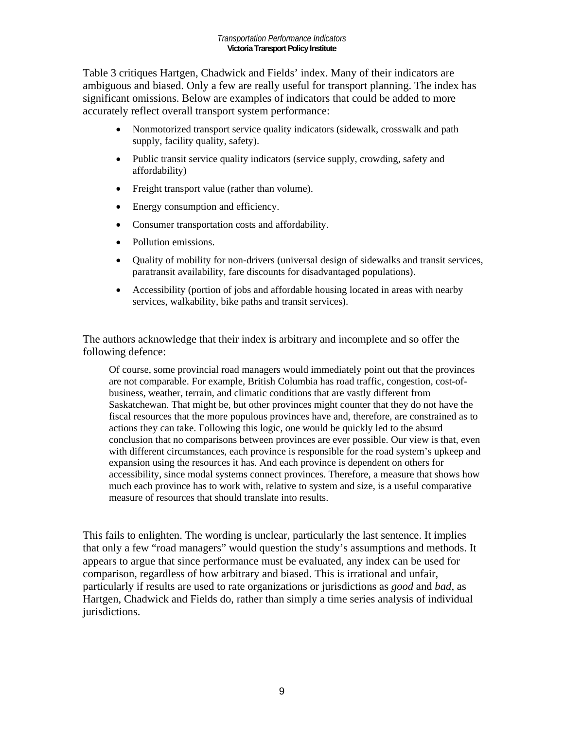Table 3 critiques Hartgen, Chadwick and Fields' index. Many of their indicators are ambiguous and biased. Only a few are really useful for transport planning. The index has significant omissions. Below are examples of indicators that could be added to more accurately reflect overall transport system performance:

- Nonmotorized transport service quality indicators (sidewalk, crosswalk and path supply, facility quality, safety).
- Public transit service quality indicators (service supply, crowding, safety and affordability)
- Freight transport value (rather than volume).
- Energy consumption and efficiency.
- Consumer transportation costs and affordability.
- Pollution emissions.
- Quality of mobility for non-drivers (universal design of sidewalks and transit services, paratransit availability, fare discounts for disadvantaged populations).
- Accessibility (portion of jobs and affordable housing located in areas with nearby services, walkability, bike paths and transit services).

The authors acknowledge that their index is arbitrary and incomplete and so offer the following defence:

> Of course, some provincial road managers would immediately point out that the provinces are not comparable. For example, British Columbia has road traffic, congestion, cost-of-business, weather, terrain, and climatic conditions that are vastly different from Saskatchewan. That might be, but other provinces might counter that they do not have the fiscal resources that the more populous provinces have and, therefore, are constrained as to actions they can take. Following this logic, one would be quickly led to the absurd conclusion that no comparisons between provinces are ever possible. Our view is that, even with different circumstances, each province is responsible for the road system's upkeep and expansion using the resources it has. And each province is dependent on others for accessibility, since modal systems connect provinces. Therefore, a measure that shows how much each province has to work with, relative to system and size, is a useful comparative measure of resources that should translate into results.

This fails to enlighten. The wording is unclear, particularly the last sentence. It implies that only a few "road managers" would question the study's assumptions and methods. It appears to argue that since performance must be evaluated, any index can be used for comparison, regardless of how arbitrary and biased. This is irrational and unfair, particularly if results are used to rate organizations or jurisdictions as *good* and *bad*, as Hartgen, Chadwick and Fields do, rather than simply a time series analysis of individual jurisdictions.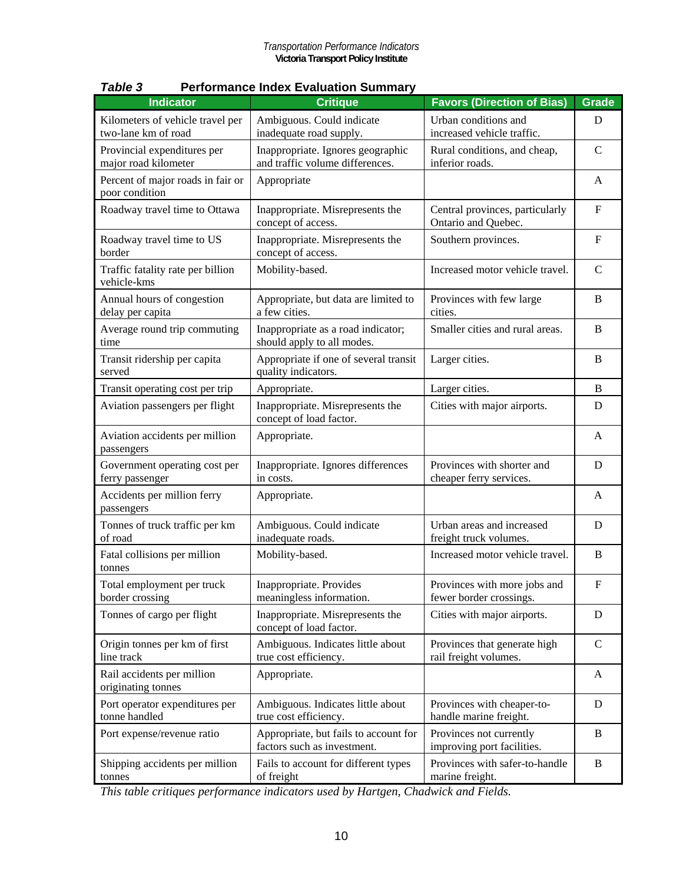***Table 3*** **Performance Index Evaluation Summary**

| Indicator | Critique | Favors (Direction of Bias) | Grade |
|---|---|---|---|
| Kilometers of vehicle travel per two-lane km of road | Ambiguous. Could indicate inadequate road supply. | Urban conditions and increased vehicle traffic. | D |
| Provincial expenditures per major road kilometer | Inappropriate. Ignores geographic and traffic volume differences. | Rural conditions, and cheap, inferior roads. | C |
| Percent of major roads in fair or poor condition | Appropriate | | A |
| Roadway travel time to Ottawa | Inappropriate. Misrepresents the concept of access. | Central provinces, particularly Ontario and Quebec. | F |
| Roadway travel time to US border | Inappropriate. Misrepresents the concept of access. | Southern provinces. | F |
| Traffic fatality rate per billion vehicle-kms | Mobility-based. | Increased motor vehicle travel. | C |
| Annual hours of congestion delay per capita | Appropriate, but data are limited to a few cities. | Provinces with few large cities. | B |
| Average round trip commuting time | Inappropriate as a road indicator; should apply to all modes. | Smaller cities and rural areas. | B |
| Transit ridership per capita served | Appropriate if one of several transit quality indicators. | Larger cities. | B |
| Transit operating cost per trip | Appropriate. | Larger cities. | B |
| Aviation passengers per flight | Inappropriate. Misrepresents the concept of load factor. | Cities with major airports. | D |
| Aviation accidents per million passengers | Appropriate. | | A |
| Government operating cost per ferry passenger | Inappropriate. Ignores differences in costs. | Provinces with shorter and cheaper ferry services. | D |
| Accidents per million ferry passengers | Appropriate. | | A |
| Tonnes of truck traffic per km of road | Ambiguous. Could indicate inadequate roads. | Urban areas and increased freight truck volumes. | D |
| Fatal collisions per million tonnes | Mobility-based. | Increased motor vehicle travel. | B |
| Total employment per truck border crossing | Inappropriate. Provides meaningless information. | Provinces with more jobs and fewer border crossings. | F |
| Tonnes of cargo per flight | Inappropriate. Misrepresents the concept of load factor. | Cities with major airports. | D |
| Origin tonnes per km of first line track | Ambiguous. Indicates little about true cost efficiency. | Provinces that generate high rail freight volumes. | C |
| Rail accidents per million originating tonnes | Appropriate. | | A |
| Port operator expenditures per tonne handled | Ambiguous. Indicates little about true cost efficiency. | Provinces with cheaper-to-handle marine freight. | D |
| Port expense/revenue ratio | Appropriate, but fails to account for factors such as investment. | Provinces not currently improving port facilities. | B |
| Shipping accidents per million tonnes | Fails to account for different types of freight | Provinces with safer-to-handle marine freight. | B |

*This table critiques performance indicators used by Hartgen, Chadwick and Fields.*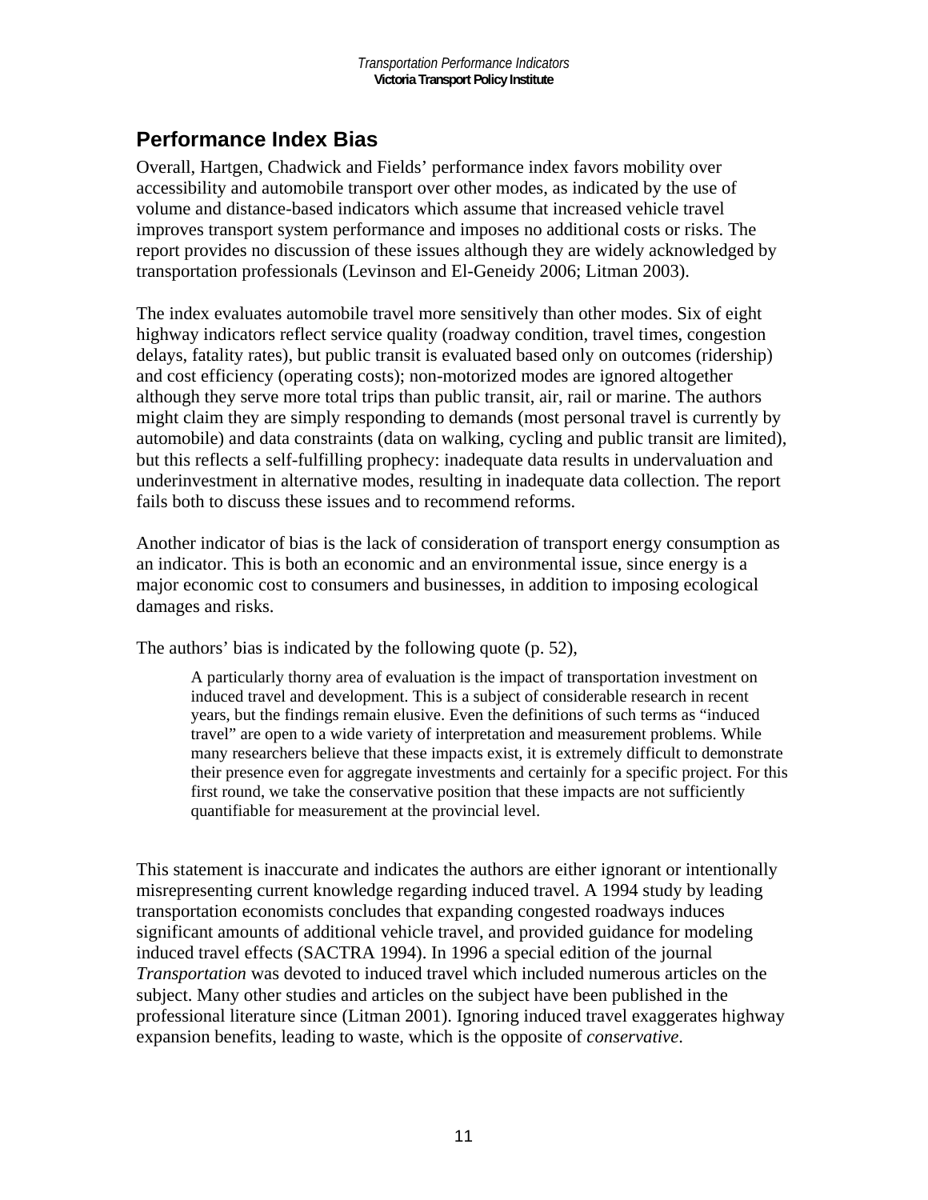## Performance Index Bias

Overall, Hartgen, Chadwick and Fields' performance index favors mobility over accessibility and automobile transport over other modes, as indicated by the use of volume and distance-based indicators which assume that increased vehicle travel improves transport system performance and imposes no additional costs or risks. The report provides no discussion of these issues although they are widely acknowledged by transportation professionals (Levinson and El-Geneidy 2006; Litman 2003).

The index evaluates automobile travel more sensitively than other modes. Six of eight highway indicators reflect service quality (roadway condition, travel times, congestion delays, fatality rates), but public transit is evaluated based only on outcomes (ridership) and cost efficiency (operating costs); non-motorized modes are ignored altogether although they serve more total trips than public transit, air, rail or marine. The authors might claim they are simply responding to demands (most personal travel is currently by automobile) and data constraints (data on walking, cycling and public transit are limited), but this reflects a self-fulfilling prophecy: inadequate data results in undervaluation and underinvestment in alternative modes, resulting in inadequate data collection. The report fails both to discuss these issues and to recommend reforms.

Another indicator of bias is the lack of consideration of transport energy consumption as an indicator. This is both an economic and an environmental issue, since energy is a major economic cost to consumers and businesses, in addition to imposing ecological damages and risks.

The authors' bias is indicated by the following quote (p. 52),

> A particularly thorny area of evaluation is the impact of transportation investment on induced travel and development. This is a subject of considerable research in recent years, but the findings remain elusive. Even the definitions of such terms as "induced travel" are open to a wide variety of interpretation and measurement problems. While many researchers believe that these impacts exist, it is extremely difficult to demonstrate their presence even for aggregate investments and certainly for a specific project. For this first round, we take the conservative position that these impacts are not sufficiently quantifiable for measurement at the provincial level.

This statement is inaccurate and indicates the authors are either ignorant or intentionally misrepresenting current knowledge regarding induced travel. A 1994 study by leading transportation economists concludes that expanding congested roadways induces significant amounts of additional vehicle travel, and provided guidance for modeling induced travel effects (SACTRA 1994). In 1996 a special edition of the journal *Transportation* was devoted to induced travel which included numerous articles on the subject. Many other studies and articles on the subject have been published in the professional literature since (Litman 2001). Ignoring induced travel exaggerates highway expansion benefits, leading to waste, which is the opposite of *conservative*.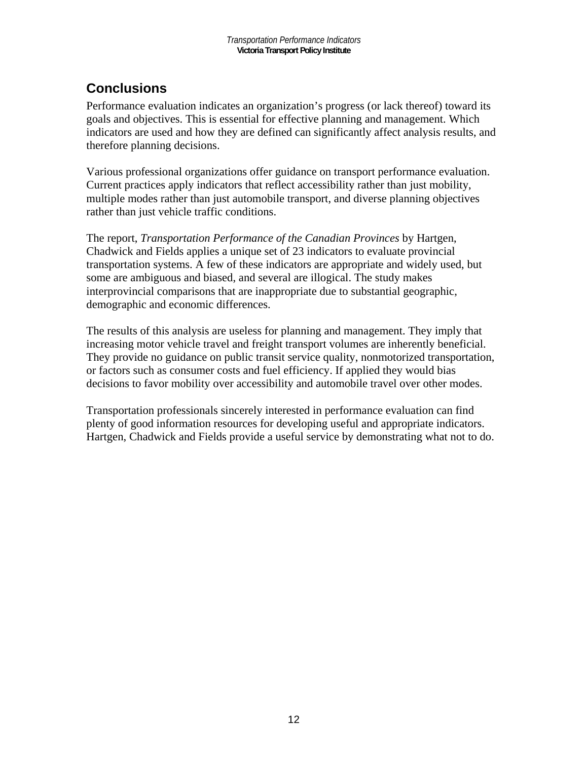## Conclusions

Performance evaluation indicates an organization's progress (or lack thereof) toward its goals and objectives. This is essential for effective planning and management. Which indicators are used and how they are defined can significantly affect analysis results, and therefore planning decisions.

Various professional organizations offer guidance on transport performance evaluation. Current practices apply indicators that reflect accessibility rather than just mobility, multiple modes rather than just automobile transport, and diverse planning objectives rather than just vehicle traffic conditions.

The report, *Transportation Performance of the Canadian Provinces* by Hartgen, Chadwick and Fields applies a unique set of 23 indicators to evaluate provincial transportation systems. A few of these indicators are appropriate and widely used, but some are ambiguous and biased, and several are illogical. The study makes interprovincial comparisons that are inappropriate due to substantial geographic, demographic and economic differences.

The results of this analysis are useless for planning and management. They imply that increasing motor vehicle travel and freight transport volumes are inherently beneficial. They provide no guidance on public transit service quality, nonmotorized transportation, or factors such as consumer costs and fuel efficiency. If applied they would bias decisions to favor mobility over accessibility and automobile travel over other modes.

Transportation professionals sincerely interested in performance evaluation can find plenty of good information resources for developing useful and appropriate indicators. Hartgen, Chadwick and Fields provide a useful service by demonstrating what not to do.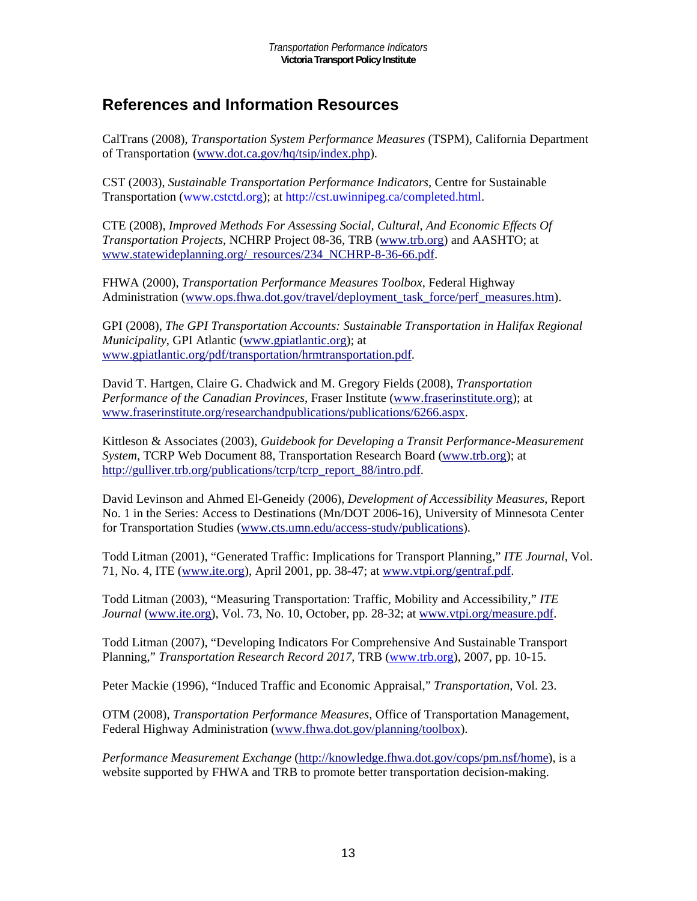## References and Information Resources

CalTrans (2008), *Transportation System Performance Measures* (TSPM), California Department of Transportation (www.dot.ca.gov/hq/tsip/index.php).

CST (2003), *Sustainable Transportation Performance Indicators*, Centre for Sustainable Transportation (www.cstctd.org); at http://cst.uwinnipeg.ca/completed.html.

CTE (2008), *Improved Methods For Assessing Social, Cultural, And Economic Effects Of Transportation Projects*, NCHRP Project 08-36, TRB (www.trb.org) and AASHTO; at www.statewideplanning.org/_resources/234_NCHRP-8-36-66.pdf.

FHWA (2000), *Transportation Performance Measures Toolbox*, Federal Highway Administration (www.ops.fhwa.dot.gov/travel/deployment_task_force/perf_measures.htm).

GPI (2008), *The GPI Transportation Accounts: Sustainable Transportation in Halifax Regional Municipality*, GPI Atlantic (www.gpiatlantic.org); at www.gpiatlantic.org/pdf/transportation/hrmtransportation.pdf.

David T. Hartgen, Claire G. Chadwick and M. Gregory Fields (2008), *Transportation Performance of the Canadian Provinces*, Fraser Institute (www.fraserinstitute.org); at www.fraserinstitute.org/researchandpublications/publications/6266.aspx.

Kittleson & Associates (2003), *Guidebook for Developing a Transit Performance-Measurement System*, TCRP Web Document 88, Transportation Research Board (www.trb.org); at http://gulliver.trb.org/publications/tcrp/tcrp_report_88/intro.pdf.

David Levinson and Ahmed El-Geneidy (2006), *Development of Accessibility Measures*, Report No. 1 in the Series: Access to Destinations (Mn/DOT 2006-16), University of Minnesota Center for Transportation Studies (www.cts.umn.edu/access-study/publications).

Todd Litman (2001), "Generated Traffic: Implications for Transport Planning," *ITE Journal*, Vol. 71, No. 4, ITE (www.ite.org), April 2001, pp. 38-47; at www.vtpi.org/gentraf.pdf.

Todd Litman (2003), "Measuring Transportation: Traffic, Mobility and Accessibility," *ITE Journal* (www.ite.org), Vol. 73, No. 10, October, pp. 28-32; at www.vtpi.org/measure.pdf.

Todd Litman (2007), "Developing Indicators For Comprehensive And Sustainable Transport Planning," *Transportation Research Record 2017*, TRB (www.trb.org), 2007, pp. 10-15.

Peter Mackie (1996), "Induced Traffic and Economic Appraisal," *Transportation*, Vol. 23.

OTM (2008), *Transportation Performance Measures*, Office of Transportation Management, Federal Highway Administration (www.fhwa.dot.gov/planning/toolbox).

*Performance Measurement Exchange* (http://knowledge.fhwa.dot.gov/cops/pm.nsf/home), is a website supported by FHWA and TRB to promote better transportation decision-making.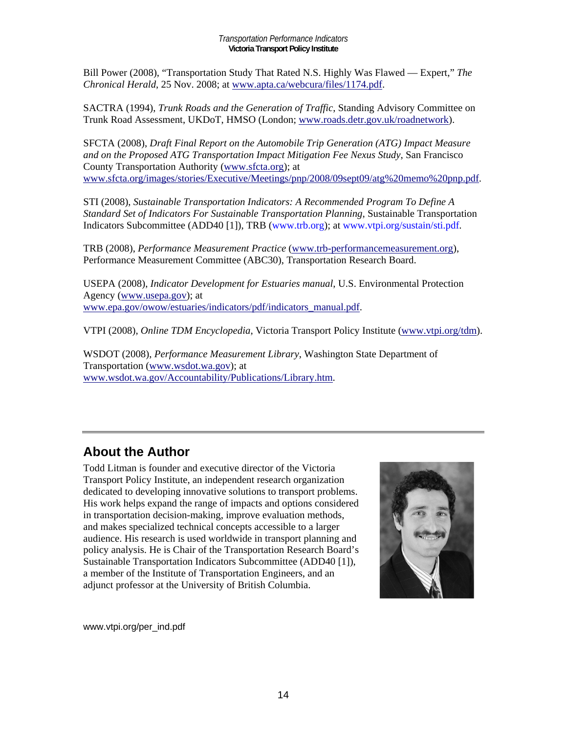Bill Power (2008), "Transportation Study That Rated N.S. Highly Was Flawed — Expert," *The Chronical Herald*, 25 Nov. 2008; at www.apta.ca/webcura/files/1174.pdf.

SACTRA (1994), *Trunk Roads and the Generation of Traffic*, Standing Advisory Committee on Trunk Road Assessment, UKDoT, HMSO (London; www.roads.detr.gov.uk/roadnetwork).

SFCTA (2008), *Draft Final Report on the Automobile Trip Generation (ATG) Impact Measure and on the Proposed ATG Transportation Impact Mitigation Fee Nexus Study*, San Francisco County Transportation Authority (www.sfcta.org); at www.sfcta.org/images/stories/Executive/Meetings/pnp/2008/09sept09/atg%20memo%20pnp.pdf.

STI (2008), *Sustainable Transportation Indicators: A Recommended Program To Define A Standard Set of Indicators For Sustainable Transportation Planning*, Sustainable Transportation Indicators Subcommittee (ADD40 [1]), TRB (www.trb.org); at www.vtpi.org/sustain/sti.pdf.

TRB (2008), *Performance Measurement Practice* (www.trb-performancemeasurement.org), Performance Measurement Committee (ABC30), Transportation Research Board.

USEPA (2008), *Indicator Development for Estuaries manual*, U.S. Environmental Protection Agency (www.usepa.gov); at www.epa.gov/owow/estuaries/indicators/pdf/indicators_manual.pdf.

VTPI (2008), *Online TDM Encyclopedia*, Victoria Transport Policy Institute (www.vtpi.org/tdm).

WSDOT (2008), *Performance Measurement Library*, Washington State Department of Transportation (www.wsdot.wa.gov); at www.wsdot.wa.gov/Accountability/Publications/Library.htm.

---

## About the Author

Todd Litman is founder and executive director of the Victoria Transport Policy Institute, an independent research organization dedicated to developing innovative solutions to transport problems. His work helps expand the range of impacts and options considered in transportation decision-making, improve evaluation methods, and makes specialized technical concepts accessible to a larger audience. His research is used worldwide in transport planning and policy analysis. He is Chair of the Transportation Research Board's Sustainable Transportation Indicators Subcommittee (ADD40 [1]), a member of the Institute of Transportation Engineers, and an adjunct professor at the University of British Columbia.

www.vtpi.org/per_ind.pdf